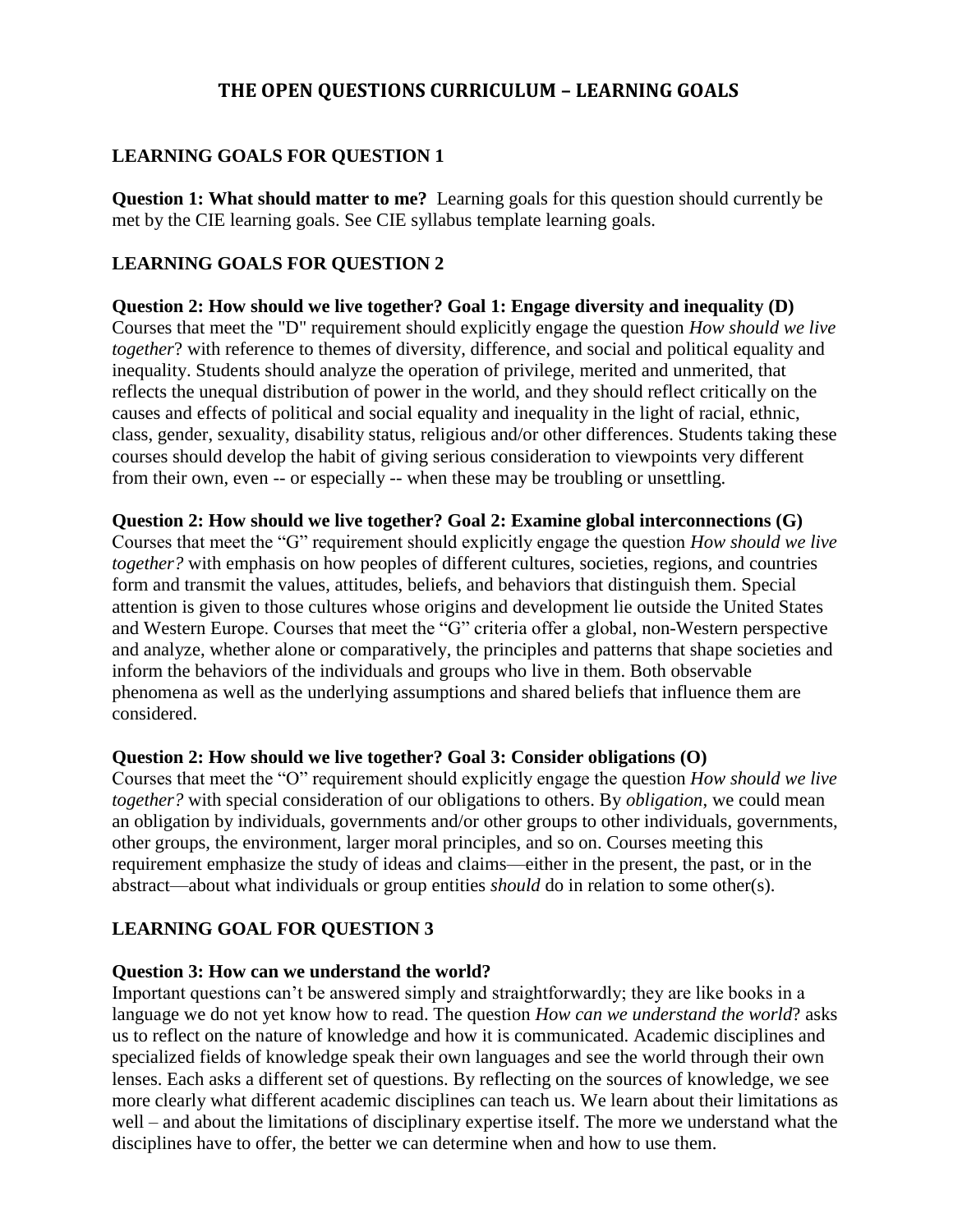# THE OPEN QUESTIONS CURRICULUM – LEARNING GOALS

## LEARNING GOALS FOR QUESTION 1

**Question 1: What should matter to me?** Learning goals for this question should currently be met by the CIE learning goals. See CIE syllabus template learning goals.

## LEARNING GOALS FOR QUESTION 2

**Question 2: How should we live together? Goal 1: Engage diversity and inequality (D)**
Courses that meet the "D" requirement should explicitly engage the question *How should we live together*? with reference to themes of diversity, difference, and social and political equality and inequality. Students should analyze the operation of privilege, merited and unmerited, that reflects the unequal distribution of power in the world, and they should reflect critically on the causes and effects of political and social equality and inequality in the light of racial, ethnic, class, gender, sexuality, disability status, religious and/or other differences. Students taking these courses should develop the habit of giving serious consideration to viewpoints very different from their own, even -- or especially -- when these may be troubling or unsettling.

**Question 2: How should we live together? Goal 2: Examine global interconnections (G)**
Courses that meet the "G" requirement should explicitly engage the question *How should we live together?* with emphasis on how peoples of different cultures, societies, regions, and countries form and transmit the values, attitudes, beliefs, and behaviors that distinguish them. Special attention is given to those cultures whose origins and development lie outside the United States and Western Europe. Courses that meet the "G" criteria offer a global, non-Western perspective and analyze, whether alone or comparatively, the principles and patterns that shape societies and inform the behaviors of the individuals and groups who live in them. Both observable phenomena as well as the underlying assumptions and shared beliefs that influence them are considered.

**Question 2: How should we live together? Goal 3: Consider obligations (O)**
Courses that meet the "O" requirement should explicitly engage the question *How should we live together?* with special consideration of our obligations to others. By *obligation*, we could mean an obligation by individuals, governments and/or other groups to other individuals, governments, other groups, the environment, larger moral principles, and so on. Courses meeting this requirement emphasize the study of ideas and claims—either in the present, the past, or in the abstract—about what individuals or group entities *should* do in relation to some other(s).

## LEARNING GOAL FOR QUESTION 3

**Question 3: How can we understand the world?**
Important questions can't be answered simply and straightforwardly; they are like books in a language we do not yet know how to read. The question *How can we understand the world*? asks us to reflect on the nature of knowledge and how it is communicated. Academic disciplines and specialized fields of knowledge speak their own languages and see the world through their own lenses. Each asks a different set of questions. By reflecting on the sources of knowledge, we see more clearly what different academic disciplines can teach us. We learn about their limitations as well – and about the limitations of disciplinary expertise itself. The more we understand what the disciplines have to offer, the better we can determine when and how to use them.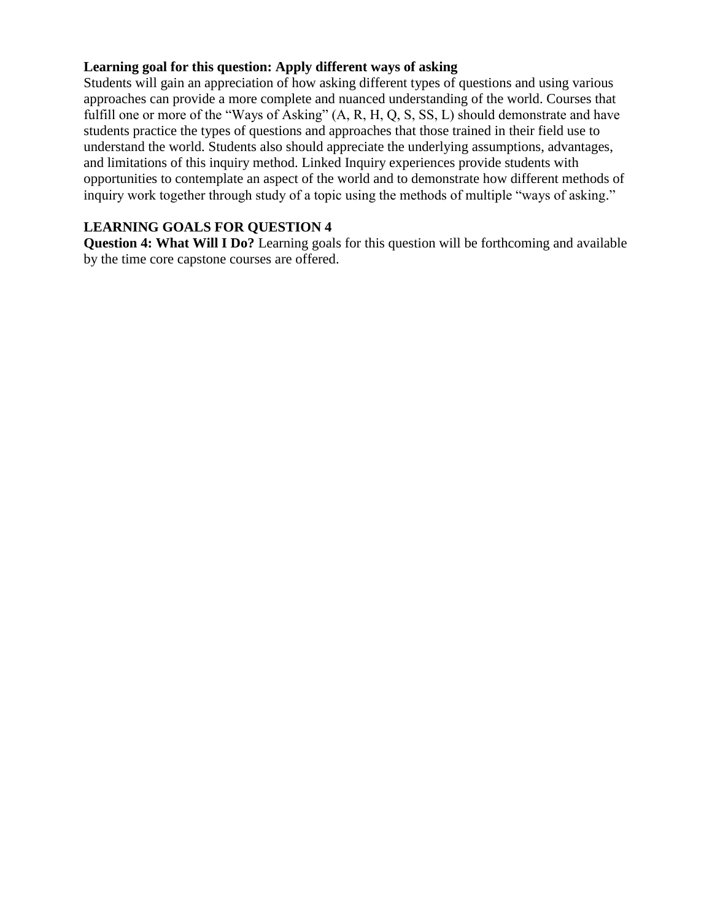**Learning goal for this question: Apply different ways of asking**
Students will gain an appreciation of how asking different types of questions and using various approaches can provide a more complete and nuanced understanding of the world. Courses that fulfill one or more of the "Ways of Asking" (A, R, H, Q, S, SS, L) should demonstrate and have students practice the types of questions and approaches that those trained in their field use to understand the world. Students also should appreciate the underlying assumptions, advantages, and limitations of this inquiry method. Linked Inquiry experiences provide students with opportunities to contemplate an aspect of the world and to demonstrate how different methods of inquiry work together through study of a topic using the methods of multiple "ways of asking."

## LEARNING GOALS FOR QUESTION 4

**Question 4: What Will I Do?** Learning goals for this question will be forthcoming and available by the time core capstone courses are offered.